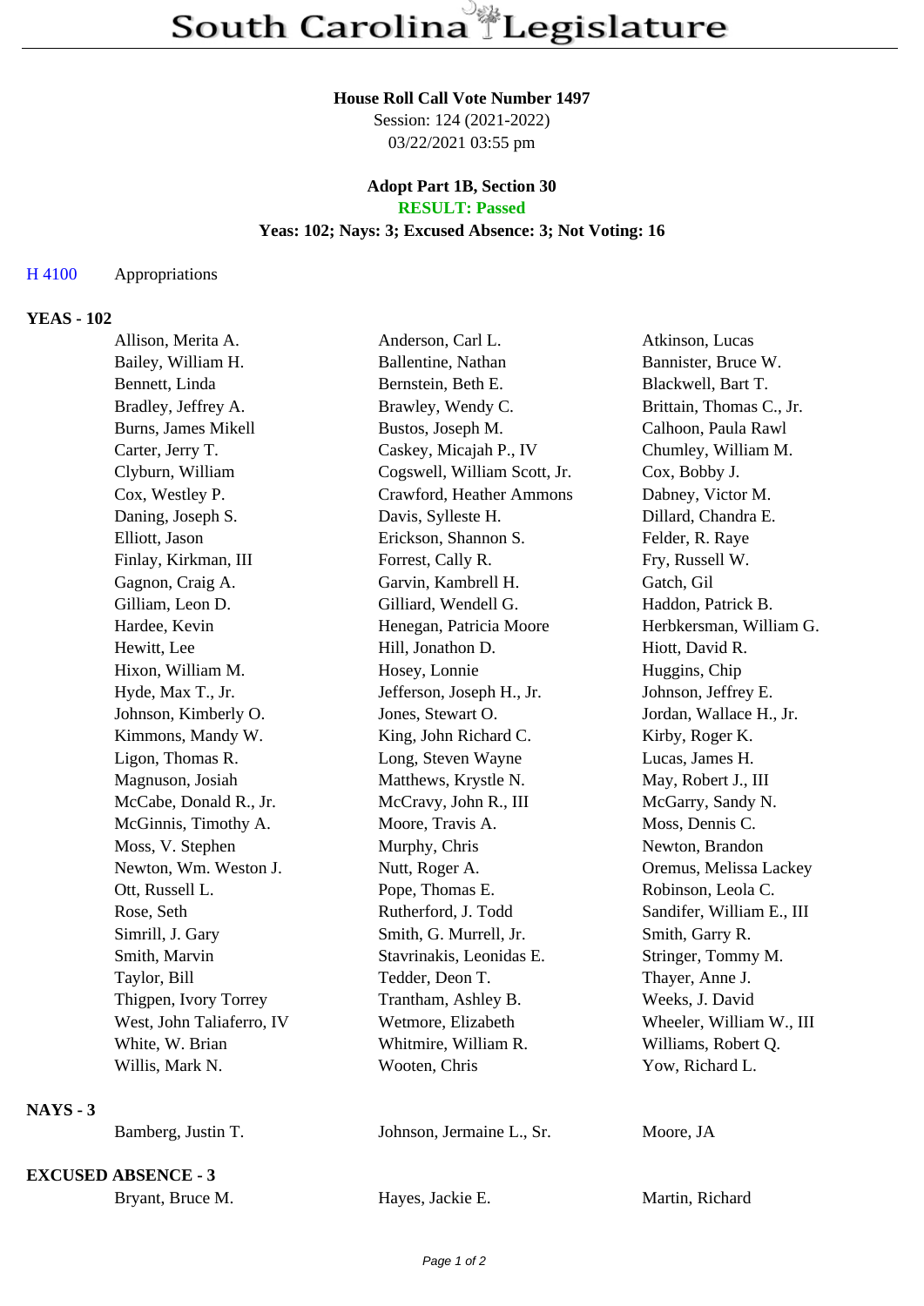# South Carolina Legislature

**House Roll Call Vote Number 1497**
Session: 124 (2021-2022)
03/22/2021 03:55 pm

**Adopt Part 1B, Section 30**
**RESULT: Passed**
**Yeas: 102; Nays: 3; Excused Absence: 3; Not Voting: 16**

H 4100 Appropriations

**YEAS - 102**

| | | |
|---|---|---|
| Allison, Merita A. | Anderson, Carl L. | Atkinson, Lucas |
| Bailey, William H. | Ballentine, Nathan | Bannister, Bruce W. |
| Bennett, Linda | Bernstein, Beth E. | Blackwell, Bart T. |
| Bradley, Jeffrey A. | Brawley, Wendy C. | Brittain, Thomas C., Jr. |
| Burns, James Mikell | Bustos, Joseph M. | Calhoon, Paula Rawl |
| Carter, Jerry T. | Caskey, Micajah P., IV | Chumley, William M. |
| Clyburn, William | Cogswell, William Scott, Jr. | Cox, Bobby J. |
| Cox, Westley P. | Crawford, Heather Ammons | Dabney, Victor M. |
| Daning, Joseph S. | Davis, Sylleste H. | Dillard, Chandra E. |
| Elliott, Jason | Erickson, Shannon S. | Felder, R. Raye |
| Finlay, Kirkman, III | Forrest, Cally R. | Fry, Russell W. |
| Gagnon, Craig A. | Garvin, Kambrell H. | Gatch, Gil |
| Gilliam, Leon D. | Gilliard, Wendell G. | Haddon, Patrick B. |
| Hardee, Kevin | Henegan, Patricia Moore | Herbkersman, William G. |
| Hewitt, Lee | Hill, Jonathon D. | Hiott, David R. |
| Hixon, William M. | Hosey, Lonnie | Huggins, Chip |
| Hyde, Max T., Jr. | Jefferson, Joseph H., Jr. | Johnson, Jeffrey E. |
| Johnson, Kimberly O. | Jones, Stewart O. | Jordan, Wallace H., Jr. |
| Kimmons, Mandy W. | King, John Richard C. | Kirby, Roger K. |
| Ligon, Thomas R. | Long, Steven Wayne | Lucas, James H. |
| Magnuson, Josiah | Matthews, Krystle N. | May, Robert J., III |
| McCabe, Donald R., Jr. | McCravy, John R., III | McGarry, Sandy N. |
| McGinnis, Timothy A. | Moore, Travis A. | Moss, Dennis C. |
| Moss, V. Stephen | Murphy, Chris | Newton, Brandon |
| Newton, Wm. Weston J. | Nutt, Roger A. | Oremus, Melissa Lackey |
| Ott, Russell L. | Pope, Thomas E. | Robinson, Leola C. |
| Rose, Seth | Rutherford, J. Todd | Sandifer, William E., III |
| Simrill, J. Gary | Smith, G. Murrell, Jr. | Smith, Garry R. |
| Smith, Marvin | Stavrinakis, Leonidas E. | Stringer, Tommy M. |
| Taylor, Bill | Tedder, Deon T. | Thayer, Anne J. |
| Thigpen, Ivory Torrey | Trantham, Ashley B. | Weeks, J. David |
| West, John Taliaferro, IV | Wetmore, Elizabeth | Wheeler, William W., III |
| White, W. Brian | Whitmire, William R. | Williams, Robert Q. |
| Willis, Mark N. | Wooten, Chris | Yow, Richard L. |

**NAYS - 3**

| | | |
|---|---|---|
| Bamberg, Justin T. | Johnson, Jermaine L., Sr. | Moore, JA |

**EXCUSED ABSENCE - 3**

| | | |
|---|---|---|
| Bryant, Bruce M. | Hayes, Jackie E. | Martin, Richard |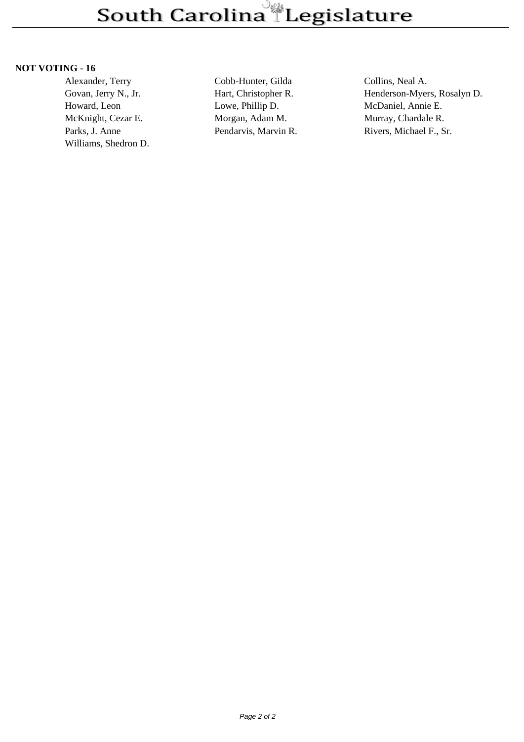**NOT VOTING - 16**

| | | |
|---|---|---|
| Alexander, Terry | Cobb-Hunter, Gilda | Collins, Neal A. |
| Govan, Jerry N., Jr. | Hart, Christopher R. | Henderson-Myers, Rosalyn D. |
| Howard, Leon | Lowe, Phillip D. | McDaniel, Annie E. |
| McKnight, Cezar E. | Morgan, Adam M. | Murray, Chardale R. |
| Parks, J. Anne | Pendarvis, Marvin R. | Rivers, Michael F., Sr. |
| Williams, Shedron D. | | |